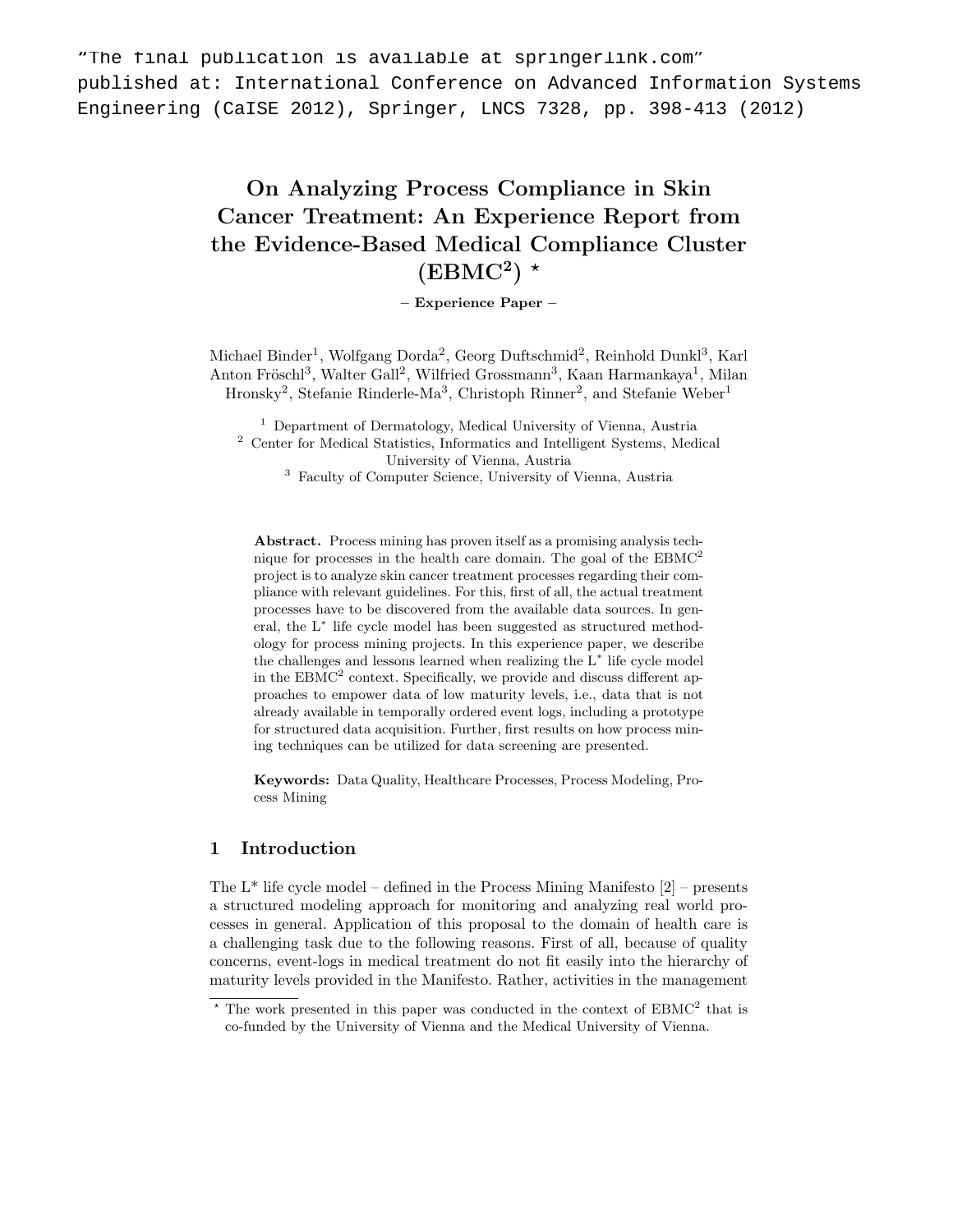"The final publication is available at springerlink.com"
published at: International Conference on Advanced Information Systems Engineering (CaISE 2012), Springer, LNCS 7328, pp. 398-413 (2012)

# On Analyzing Process Compliance in Skin Cancer Treatment: An Experience Report from the Evidence-Based Medical Compliance Cluster (EBMC$^2$) *

**– Experience Paper –**

Michael Binder[1], Wolfgang Dorda[2], Georg Duftschmid[2], Reinhold Dunkl[3], Karl Anton Fröschl[3], Walter Gall[2], Wilfried Grossmann[3], Kaan Harmankaya[1], Milan Hronsky[2], Stefanie Rinderle-Ma[3], Christoph Rinner[2], and Stefanie Weber[1]

[1] Department of Dermatology, Medical University of Vienna, Austria
[2] Center for Medical Statistics, Informatics and Intelligent Systems, Medical University of Vienna, Austria
[3] Faculty of Computer Science, University of Vienna, Austria

**Abstract.** Process mining has proven itself as a promising analysis technique for processes in the health care domain. The goal of the EBMC$^2$ project is to analyze skin cancer treatment processes regarding their compliance with relevant guidelines. For this, first of all, the actual treatment processes have to be discovered from the available data sources. In general, the L$^*$ life cycle model has been suggested as structured methodology for process mining projects. In this experience paper, we describe the challenges and lessons learned when realizing the L$^*$ life cycle model in the EBMC$^2$ context. Specifically, we provide and discuss different approaches to empower data of low maturity levels, i.e., data that is not already available in temporally ordered event logs, including a prototype for structured data acquisition. Further, first results on how process mining techniques can be utilized for data screening are presented.

**Keywords:** Data Quality, Healthcare Processes, Process Modeling, Process Mining

## 1 Introduction

The L* life cycle model – defined in the Process Mining Manifesto [2] – presents a structured modeling approach for monitoring and analyzing real world processes in general. Application of this proposal to the domain of health care is a challenging task due to the following reasons. First of all, because of quality concerns, event-logs in medical treatment do not fit easily into the hierarchy of maturity levels provided in the Manifesto. Rather, activities in the management

* The work presented in this paper was conducted in the context of EBMC$^2$ that is co-funded by the University of Vienna and the Medical University of Vienna.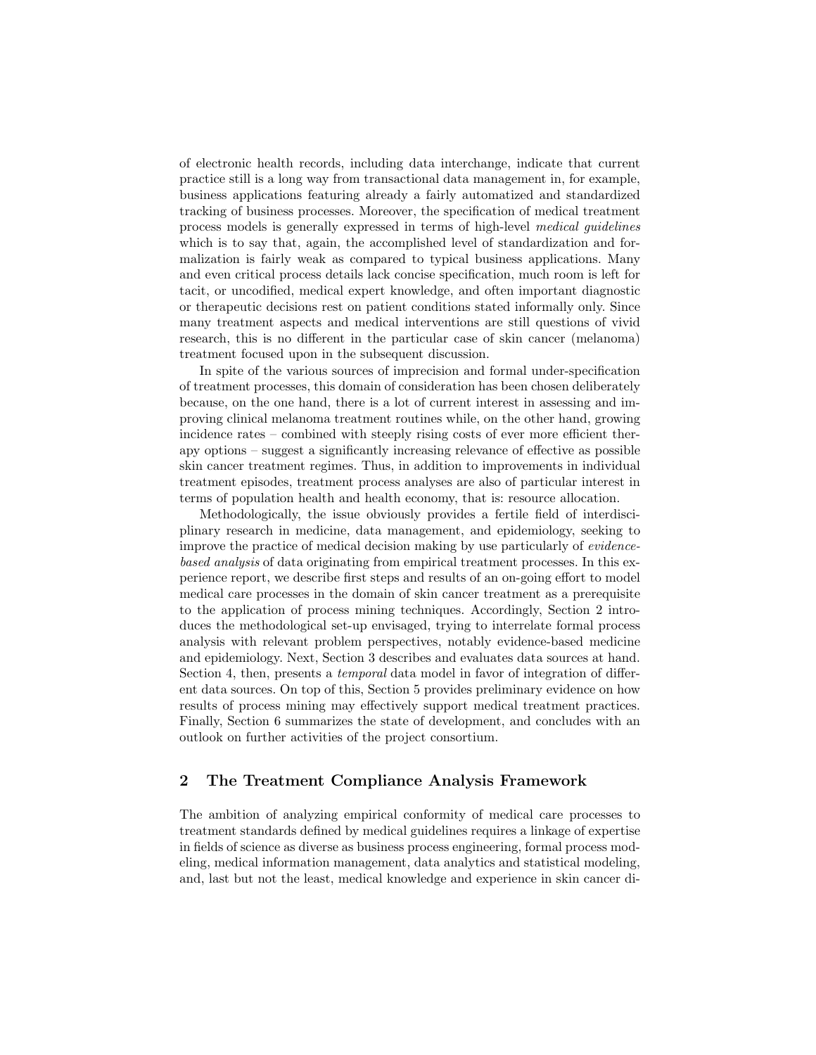of electronic health records, including data interchange, indicate that current practice still is a long way from transactional data management in, for example, business applications featuring already a fairly automatized and standardized tracking of business processes. Moreover, the specification of medical treatment process models is generally expressed in terms of high-level *medical guidelines* which is to say that, again, the accomplished level of standardization and formalization is fairly weak as compared to typical business applications. Many and even critical process details lack concise specification, much room is left for tacit, or uncodified, medical expert knowledge, and often important diagnostic or therapeutic decisions rest on patient conditions stated informally only. Since many treatment aspects and medical interventions are still questions of vivid research, this is no different in the particular case of skin cancer (melanoma) treatment focused upon in the subsequent discussion.

In spite of the various sources of imprecision and formal under-specification of treatment processes, this domain of consideration has been chosen deliberately because, on the one hand, there is a lot of current interest in assessing and improving clinical melanoma treatment routines while, on the other hand, growing incidence rates – combined with steeply rising costs of ever more efficient therapy options – suggest a significantly increasing relevance of effective as possible skin cancer treatment regimes. Thus, in addition to improvements in individual treatment episodes, treatment process analyses are also of particular interest in terms of population health and health economy, that is: resource allocation.

Methodologically, the issue obviously provides a fertile field of interdisciplinary research in medicine, data management, and epidemiology, seeking to improve the practice of medical decision making by use particularly of *evidence-based analysis* of data originating from empirical treatment processes. In this experience report, we describe first steps and results of an on-going effort to model medical care processes in the domain of skin cancer treatment as a prerequisite to the application of process mining techniques. Accordingly, Section 2 introduces the methodological set-up envisaged, trying to interrelate formal process analysis with relevant problem perspectives, notably evidence-based medicine and epidemiology. Next, Section 3 describes and evaluates data sources at hand. Section 4, then, presents a *temporal* data model in favor of integration of different data sources. On top of this, Section 5 provides preliminary evidence on how results of process mining may effectively support medical treatment practices. Finally, Section 6 summarizes the state of development, and concludes with an outlook on further activities of the project consortium.

## 2 The Treatment Compliance Analysis Framework

The ambition of analyzing empirical conformity of medical care processes to treatment standards defined by medical guidelines requires a linkage of expertise in fields of science as diverse as business process engineering, formal process modeling, medical information management, data analytics and statistical modeling, and, last but not the least, medical knowledge and experience in skin cancer di-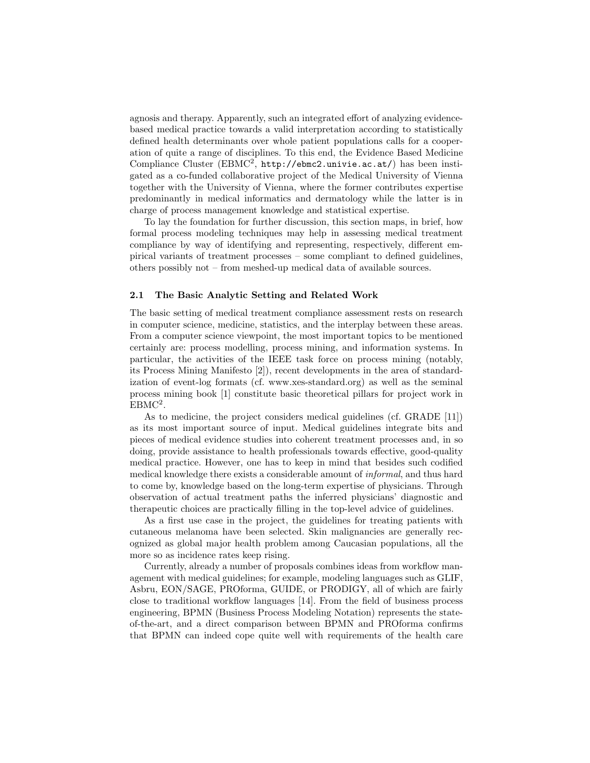agnosis and therapy. Apparently, such an integrated effort of analyzing evidence-based medical practice towards a valid interpretation according to statistically defined health determinants over whole patient populations calls for a cooperation of quite a range of disciplines. To this end, the Evidence Based Medicine Compliance Cluster (EBMC$^2$, `http://ebmc2.univie.ac.at/`) has been instigated as a co-funded collaborative project of the Medical University of Vienna together with the University of Vienna, where the former contributes expertise predominantly in medical informatics and dermatology while the latter is in charge of process management knowledge and statistical expertise.

To lay the foundation for further discussion, this section maps, in brief, how formal process modeling techniques may help in assessing medical treatment compliance by way of identifying and representing, respectively, different empirical variants of treatment processes – some compliant to defined guidelines, others possibly not – from meshed-up medical data of available sources.

### 2.1 The Basic Analytic Setting and Related Work

The basic setting of medical treatment compliance assessment rests on research in computer science, medicine, statistics, and the interplay between these areas. From a computer science viewpoint, the most important topics to be mentioned certainly are: process modelling, process mining, and information systems. In particular, the activities of the IEEE task force on process mining (notably, its Process Mining Manifesto [2]), recent developments in the area of standardization of event-log formats (cf. www.xes-standard.org) as well as the seminal process mining book [1] constitute basic theoretical pillars for project work in EBMC$^2$.

As to medicine, the project considers medical guidelines (cf. GRADE [11]) as its most important source of input. Medical guidelines integrate bits and pieces of medical evidence studies into coherent treatment processes and, in so doing, provide assistance to health professionals towards effective, good-quality medical practice. However, one has to keep in mind that besides such codified medical knowledge there exists a considerable amount of *informal*, and thus hard to come by, knowledge based on the long-term expertise of physicians. Through observation of actual treatment paths the inferred physicians' diagnostic and therapeutic choices are practically filling in the top-level advice of guidelines.

As a first use case in the project, the guidelines for treating patients with cutaneous melanoma have been selected. Skin malignancies are generally recognized as global major health problem among Caucasian populations, all the more so as incidence rates keep rising.

Currently, already a number of proposals combines ideas from workflow management with medical guidelines; for example, modeling languages such as GLIF, Asbru, EON/SAGE, PROforma, GUIDE, or PRODIGY, all of which are fairly close to traditional workflow languages [14]. From the field of business process engineering, BPMN (Business Process Modeling Notation) represents the state-of-the-art, and a direct comparison between BPMN and PROforma confirms that BPMN can indeed cope quite well with requirements of the health care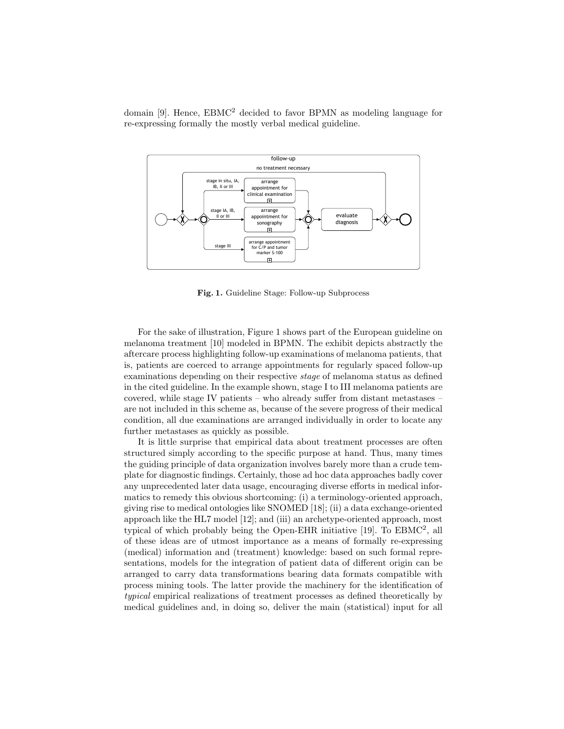domain [9]. Hence, EBMC[2] decided to favor BPMN as modeling language for re-expressing formally the mostly verbal medical guideline.

follow-up

no treatment necessary

stage in situ, IA, IB, II or III

arrange appointment for clinical examination

stage IA, IB, II or III

arrange appointment for sonography

evaluate diagnosis

stage III

arrange appointment for C/P and tumor marker S-100

**Fig. 1.** Guideline Stage: Follow-up Subprocess

For the sake of illustration, Figure 1 shows part of the European guideline on melanoma treatment [10] modeled in BPMN. The exhibit depicts abstractly the aftercare process highlighting follow-up examinations of melanoma patients, that is, patients are coerced to arrange appointments for regularly spaced follow-up examinations depending on their respective *stage* of melanoma status as defined in the cited guideline. In the example shown, stage I to III melanoma patients are covered, while stage IV patients – who already suffer from distant metastases – are not included in this scheme as, because of the severe progress of their medical condition, all due examinations are arranged individually in order to locate any further metastases as quickly as possible.

It is little surprise that empirical data about treatment processes are often structured simply according to the specific purpose at hand. Thus, many times the guiding principle of data organization involves barely more than a crude template for diagnostic findings. Certainly, those ad hoc data approaches badly cover any unprecedented later data usage, encouraging diverse efforts in medical informatics to remedy this obvious shortcoming: (i) a terminology-oriented approach, giving rise to medical ontologies like SNOMED [18]; (ii) a data exchange-oriented approach like the HL7 model [12]; and (iii) an archetype-oriented approach, most typical of which probably being the Open-EHR initiative [19]. To EBMC[2], all of these ideas are of utmost importance as a means of formally re-expressing (medical) information and (treatment) knowledge: based on such formal representations, models for the integration of patient data of different origin can be arranged to carry data transformations bearing data formats compatible with process mining tools. The latter provide the machinery for the identification of *typical* empirical realizations of treatment processes as defined theoretically by medical guidelines and, in doing so, deliver the main (statistical) input for all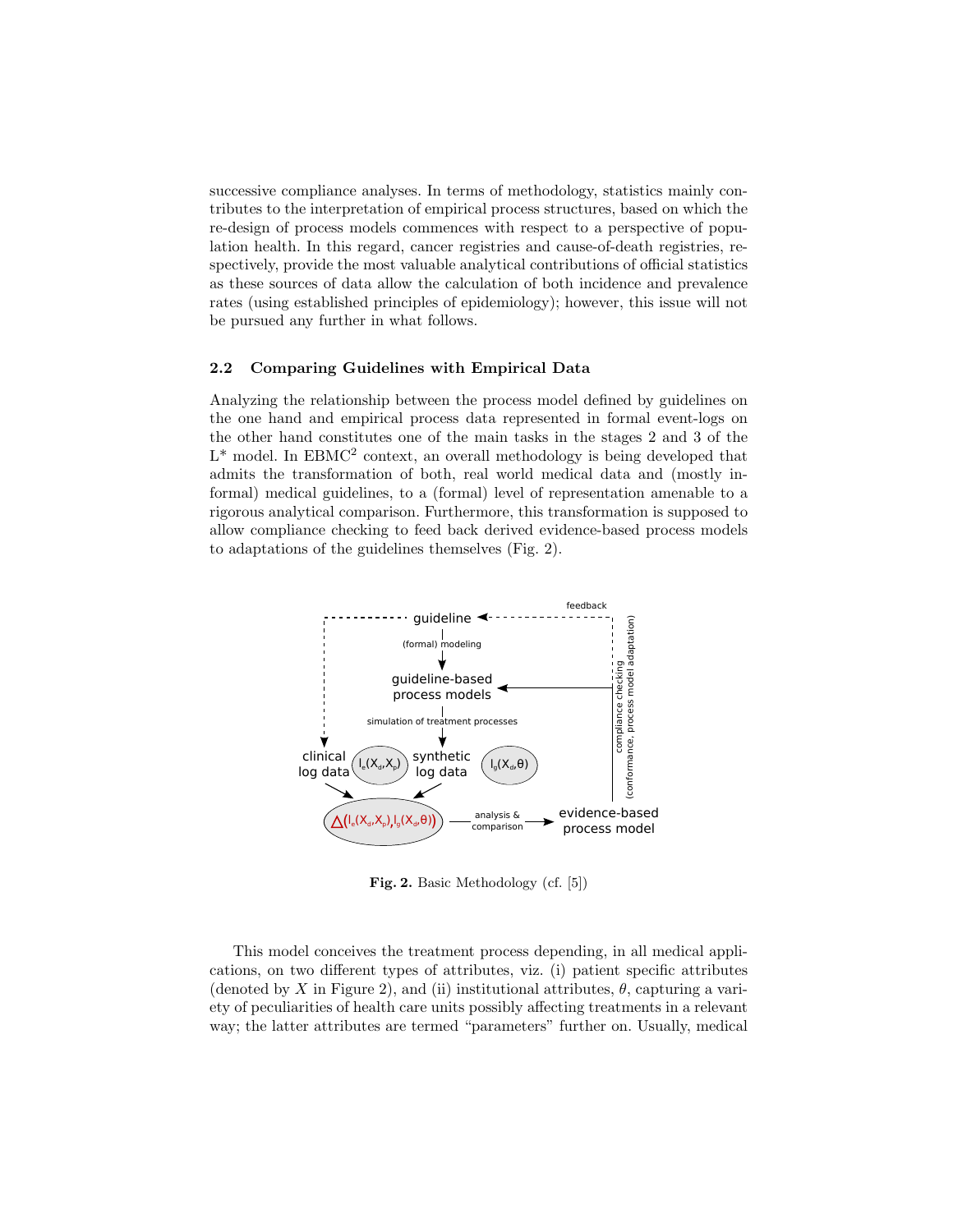successive compliance analyses. In terms of methodology, statistics mainly contributes to the interpretation of empirical process structures, based on which the re-design of process models commences with respect to a perspective of population health. In this regard, cancer registries and cause-of-death registries, respectively, provide the most valuable analytical contributions of official statistics as these sources of data allow the calculation of both incidence and prevalence rates (using established principles of epidemiology); however, this issue will not be pursued any further in what follows.

### 2.2 Comparing Guidelines with Empirical Data

Analyzing the relationship between the process model defined by guidelines on the one hand and empirical process data represented in formal event-logs on the other hand constitutes one of the main tasks in the stages 2 and 3 of the L* model. In EBMC[2] context, an overall methodology is being developed that admits the transformation of both, real world medical data and (mostly informal) medical guidelines, to a (formal) level of representation amenable to a rigorous analytical comparison. Furthermore, this transformation is supposed to allow compliance checking to feed back derived evidence-based process models to adaptations of the guidelines themselves (Fig. 2).

**Fig. 2.** Basic Methodology (cf. [5])

This model conceives the treatment process depending, in all medical applications, on two different types of attributes, viz. (i) patient specific attributes (denoted by $X$ in Figure 2), and (ii) institutional attributes, $\theta$, capturing a variety of peculiarities of health care units possibly affecting treatments in a relevant way; the latter attributes are termed "parameters" further on. Usually, medical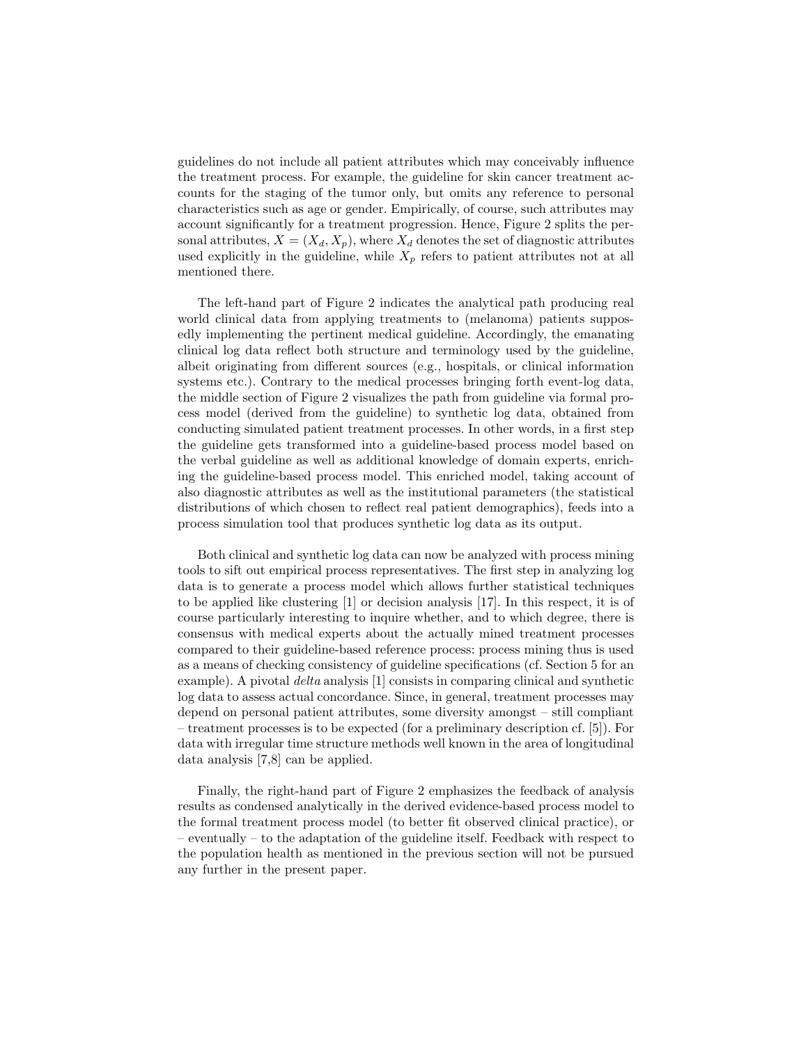guidelines do not include all patient attributes which may conceivably influence the treatment process. For example, the guideline for skin cancer treatment accounts for the staging of the tumor only, but omits any reference to personal characteristics such as age or gender. Empirically, of course, such attributes may account significantly for a treatment progression. Hence, Figure 2 splits the personal attributes, $X = (X_d, X_p)$, where $X_d$ denotes the set of diagnostic attributes used explicitly in the guideline, while $X_p$ refers to patient attributes not at all mentioned there.

The left-hand part of Figure 2 indicates the analytical path producing real world clinical data from applying treatments to (melanoma) patients supposedly implementing the pertinent medical guideline. Accordingly, the emanating clinical log data reflect both structure and terminology used by the guideline, albeit originating from different sources (e.g., hospitals, or clinical information systems etc.). Contrary to the medical processes bringing forth event-log data, the middle section of Figure 2 visualizes the path from guideline via formal process model (derived from the guideline) to synthetic log data, obtained from conducting simulated patient treatment processes. In other words, in a first step the guideline gets transformed into a guideline-based process model based on the verbal guideline as well as additional knowledge of domain experts, enriching the guideline-based process model. This enriched model, taking account of also diagnostic attributes as well as the institutional parameters (the statistical distributions of which chosen to reflect real patient demographics), feeds into a process simulation tool that produces synthetic log data as its output.

Both clinical and synthetic log data can now be analyzed with process mining tools to sift out empirical process representatives. The first step in analyzing log data is to generate a process model which allows further statistical techniques to be applied like clustering [1] or decision analysis [17]. In this respect, it is of course particularly interesting to inquire whether, and to which degree, there is consensus with medical experts about the actually mined treatment processes compared to their guideline-based reference process: process mining thus is used as a means of checking consistency of guideline specifications (cf. Section 5 for an example). A pivotal *delta* analysis [1] consists in comparing clinical and synthetic log data to assess actual concordance. Since, in general, treatment processes may depend on personal patient attributes, some diversity amongst – still compliant – treatment processes is to be expected (for a preliminary description cf. [5]). For data with irregular time structure methods well known in the area of longitudinal data analysis [7,8] can be applied.

Finally, the right-hand part of Figure 2 emphasizes the feedback of analysis results as condensed analytically in the derived evidence-based process model to the formal treatment process model (to better fit observed clinical practice), or – eventually – to the adaptation of the guideline itself. Feedback with respect to the population health as mentioned in the previous section will not be pursued any further in the present paper.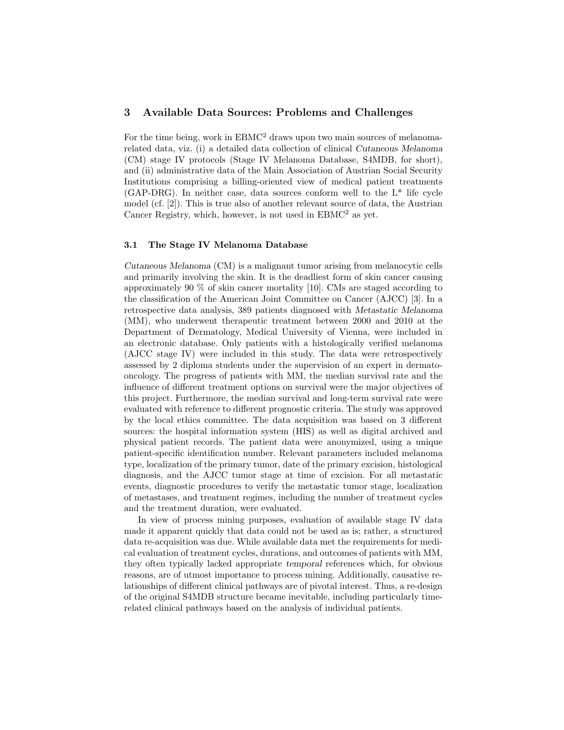## 3 Available Data Sources: Problems and Challenges

For the time being, work in EBMC$^2$ draws upon two main sources of melanoma-related data, viz. (i) a detailed data collection of clinical *Cutaneous Melanoma* (CM) stage IV protocols (Stage IV Melanoma Database, S4MDB, for short), and (ii) administrative data of the Main Association of Austrian Social Security Institutions comprising a billing-oriented view of medical patient treatments (GAP-DRG). In neither case, data sources conform well to the L* life cycle model (cf. [2]). This is true also of another relevant source of data, the Austrian Cancer Registry, which, however, is not used in EBMC$^2$ as yet.

### 3.1 The Stage IV Melanoma Database

*Cutaneous Melanoma* (CM) is a malignant tumor arising from melanocytic cells and primarily involving the skin. It is the deadliest form of skin cancer causing approximately 90 % of skin cancer mortality [10]. CMs are staged according to the classification of the American Joint Committee on Cancer (AJCC) [3]. In a retrospective data analysis, 389 patients diagnosed with *Metastatic Melanoma* (MM), who underwent therapeutic treatment between 2000 and 2010 at the Department of Dermatology, Medical University of Vienna, were included in an electronic database. Only patients with a histologically verified melanoma (AJCC stage IV) were included in this study. The data were retrospectively assessed by 2 diploma students under the supervision of an expert in dermato-oncology. The progress of patients with MM, the median survival rate and the influence of different treatment options on survival were the major objectives of this project. Furthermore, the median survival and long-term survival rate were evaluated with reference to different prognostic criteria. The study was approved by the local ethics committee. The data acquisition was based on 3 different sources: the hospital information system (HIS) as well as digital archived and physical patient records. The patient data were anonymized, using a unique patient-specific identification number. Relevant parameters included melanoma type, localization of the primary tumor, date of the primary excision, histological diagnosis, and the AJCC tumor stage at time of excision. For all metastatic events, diagnostic procedures to verify the metastatic tumor stage, localization of metastases, and treatment regimes, including the number of treatment cycles and the treatment duration, were evaluated.

In view of process mining purposes, evaluation of available stage IV data made it apparent quickly that data could not be used as is; rather, a structured data re-acquisition was due. While available data met the requirements for medical evaluation of treatment cycles, durations, and outcomes of patients with MM, they often typically lacked appropriate *temporal* references which, for obvious reasons, are of utmost importance to process mining. Additionally, causative relationships of different clinical pathways are of pivotal interest. Thus, a re-design of the original S4MDB structure became inevitable, including particularly time-related clinical pathways based on the analysis of individual patients.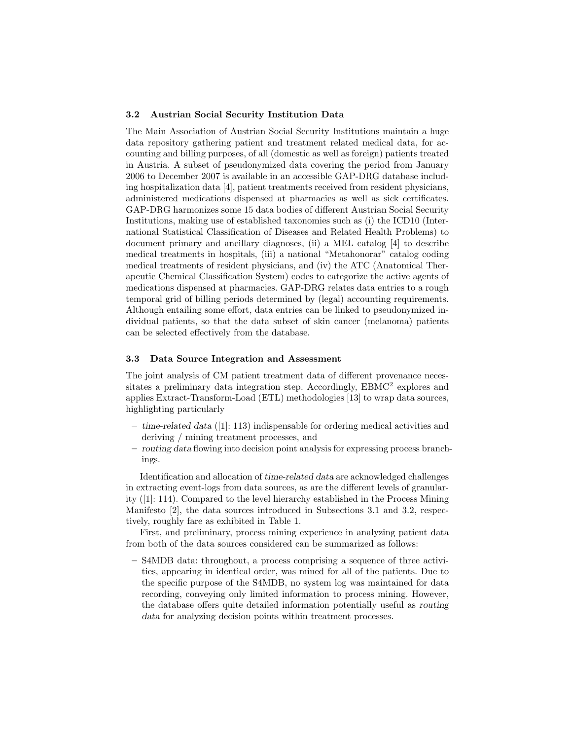### 3.2 Austrian Social Security Institution Data

The Main Association of Austrian Social Security Institutions maintain a huge data repository gathering patient and treatment related medical data, for accounting and billing purposes, of all (domestic as well as foreign) patients treated in Austria. A subset of pseudonymized data covering the period from January 2006 to December 2007 is available in an accessible GAP-DRG database including hospitalization data [4], patient treatments received from resident physicians, administered medications dispensed at pharmacies as well as sick certificates. GAP-DRG harmonizes some 15 data bodies of different Austrian Social Security Institutions, making use of established taxonomies such as (i) the ICD10 (International Statistical Classification of Diseases and Related Health Problems) to document primary and ancillary diagnoses, (ii) a MEL catalog [4] to describe medical treatments in hospitals, (iii) a national "Metahonorar" catalog coding medical treatments of resident physicians, and (iv) the ATC (Anatomical Therapeutic Chemical Classification System) codes to categorize the active agents of medications dispensed at pharmacies. GAP-DRG relates data entries to a rough temporal grid of billing periods determined by (legal) accounting requirements. Although entailing some effort, data entries can be linked to pseudonymized individual patients, so that the data subset of skin cancer (melanoma) patients can be selected effectively from the database.

### 3.3 Data Source Integration and Assessment

The joint analysis of CM patient treatment data of different provenance necessitates a preliminary data integration step. Accordingly, EBMC[2] explores and applies Extract-Transform-Load (ETL) methodologies [13] to wrap data sources, highlighting particularly

- *time-related data* ([1]: 113) indispensable for ordering medical activities and deriving / mining treatment processes, and
- *routing data* flowing into decision point analysis for expressing process branchings.

Identification and allocation of *time-related data* are acknowledged challenges in extracting event-logs from data sources, as are the different levels of granularity ([1]: 114). Compared to the level hierarchy established in the Process Mining Manifesto [2], the data sources introduced in Subsections 3.1 and 3.2, respectively, roughly fare as exhibited in Table 1.

First, and preliminary, process mining experience in analyzing patient data from both of the data sources considered can be summarized as follows:

- S4MDB data: throughout, a process comprising a sequence of three activities, appearing in identical order, was mined for all of the patients. Due to the specific purpose of the S4MDB, no system log was maintained for data recording, conveying only limited information to process mining. However, the database offers quite detailed information potentially useful as *routing data* for analyzing decision points within treatment processes.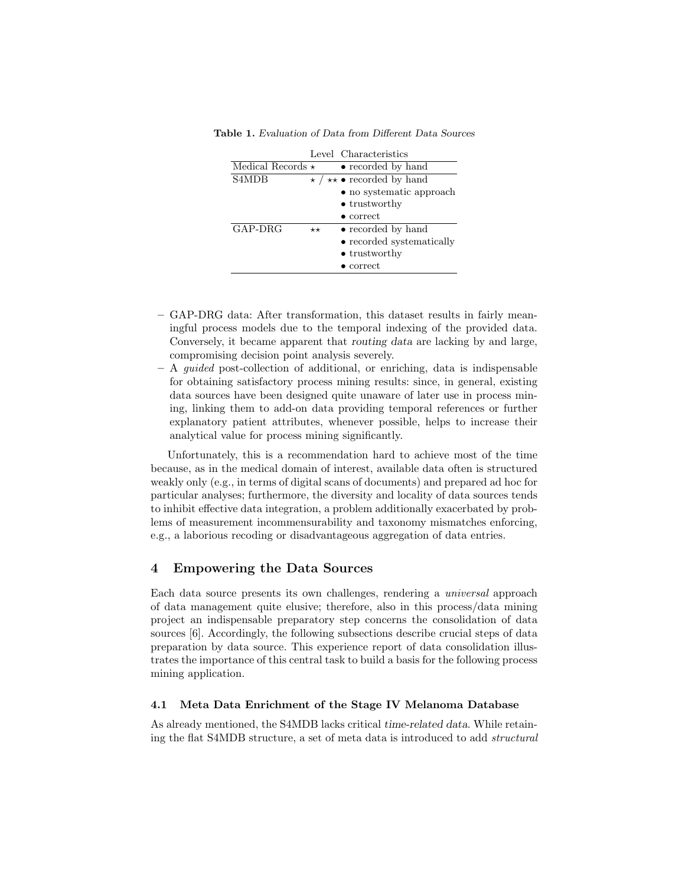**Table 1.** *Evaluation of Data from Different Data Sources*

| | Level | Characteristics |
|---|---|---|
| Medical Records | ⋆ | • recorded by hand |
| S4MDB | ⋆ / ⋆⋆ | • recorded by hand<br>• no systematic approach<br>• trustworthy<br>• correct |
| GAP-DRG | ⋆⋆ | • recorded by hand<br>• recorded systematically<br>• trustworthy<br>• correct |

- GAP-DRG data: After transformation, this dataset results in fairly meaningful process models due to the temporal indexing of the provided data. Conversely, it became apparent that *routing data* are lacking by and large, compromising decision point analysis severely.
- A *guided* post-collection of additional, or enriching, data is indispensable for obtaining satisfactory process mining results: since, in general, existing data sources have been designed quite unaware of later use in process mining, linking them to add-on data providing temporal references or further explanatory patient attributes, whenever possible, helps to increase their analytical value for process mining significantly.

Unfortunately, this is a recommendation hard to achieve most of the time because, as in the medical domain of interest, available data often is structured weakly only (e.g., in terms of digital scans of documents) and prepared ad hoc for particular analyses; furthermore, the diversity and locality of data sources tends to inhibit effective data integration, a problem additionally exacerbated by problems of measurement incommensurability and taxonomy mismatches enforcing, e.g., a laborious recoding or disadvantageous aggregation of data entries.

## 4 Empowering the Data Sources

Each data source presents its own challenges, rendering a *universal* approach of data management quite elusive; therefore, also in this process/data mining project an indispensable preparatory step concerns the consolidation of data sources [6]. Accordingly, the following subsections describe crucial steps of data preparation by data source. This experience report of data consolidation illustrates the importance of this central task to build a basis for the following process mining application.

### 4.1 Meta Data Enrichment of the Stage IV Melanoma Database

As already mentioned, the S4MDB lacks critical *time-related data*. While retaining the flat S4MDB structure, a set of meta data is introduced to add *structural*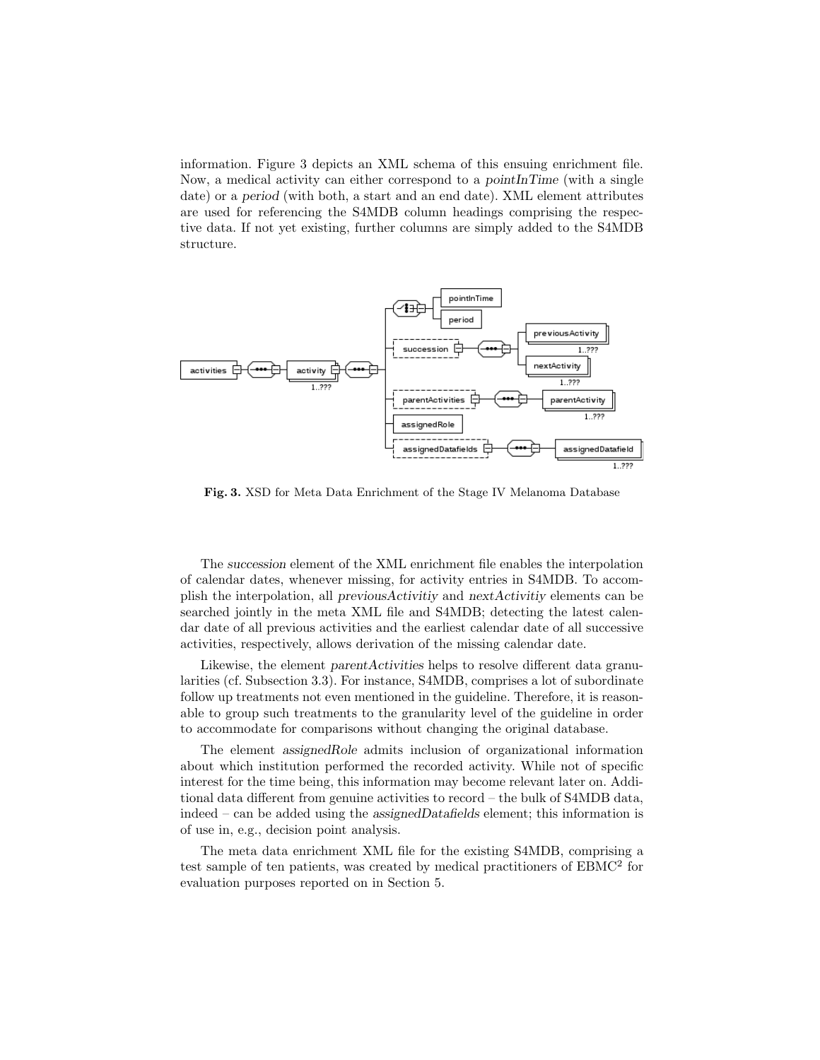information. Figure 3 depicts an XML schema of this ensuing enrichment file. Now, a medical activity can either correspond to a *pointInTime* (with a single date) or a *period* (with both, a start and an end date). XML element attributes are used for referencing the S4MDB column headings comprising the respective data. If not yet existing, further columns are simply added to the S4MDB structure.

**Fig. 3.** XSD for Meta Data Enrichment of the Stage IV Melanoma Database

The *succession* element of the XML enrichment file enables the interpolation of calendar dates, whenever missing, for activity entries in S4MDB. To accomplish the interpolation, all *previousActivitiy* and *nextActivitiy* elements can be searched jointly in the meta XML file and S4MDB; detecting the latest calendar date of all previous activities and the earliest calendar date of all successive activities, respectively, allows derivation of the missing calendar date.

Likewise, the element *parentActivities* helps to resolve different data granularities (cf. Subsection 3.3). For instance, S4MDB, comprises a lot of subordinate follow up treatments not even mentioned in the guideline. Therefore, it is reasonable to group such treatments to the granularity level of the guideline in order to accommodate for comparisons without changing the original database.

The element *assignedRole* admits inclusion of organizational information about which institution performed the recorded activity. While not of specific interest for the time being, this information may become relevant later on. Additional data different from genuine activities to record – the bulk of S4MDB data, indeed – can be added using the *assignedDatafields* element; this information is of use in, e.g., decision point analysis.

The meta data enrichment XML file for the existing S4MDB, comprising a test sample of ten patients, was created by medical practitioners of EBMC[2] for evaluation purposes reported on in Section 5.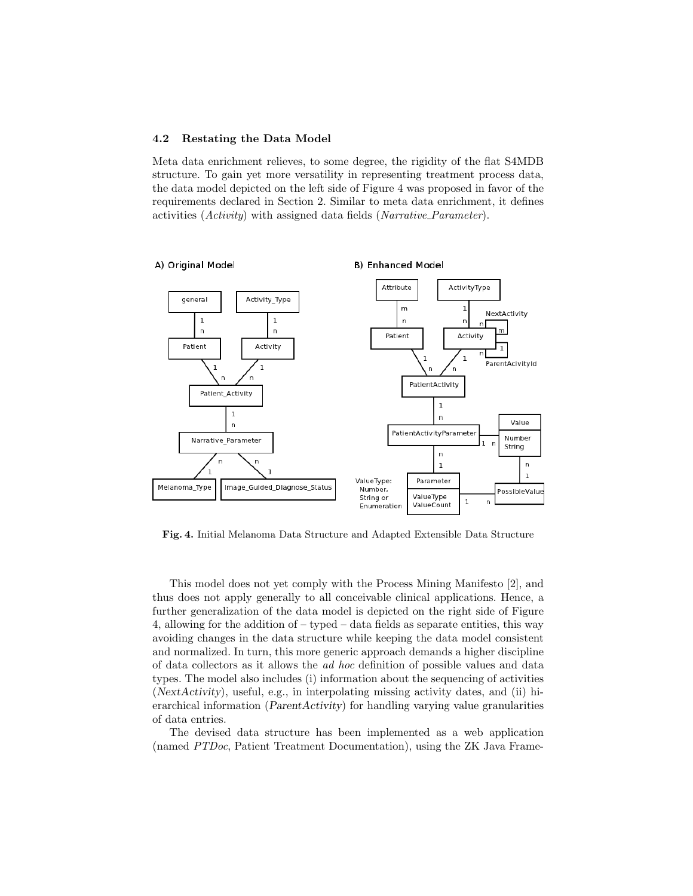### 4.2 Restating the Data Model

Meta data enrichment relieves, to some degree, the rigidity of the flat S4MDB structure. To gain yet more versatility in representing treatment process data, the data model depicted on the left side of Figure 4 was proposed in favor of the requirements declared in Section 2. Similar to meta data enrichment, it defines activities (*Activity*) with assigned data fields (*Narrative_Parameter*).

**Fig. 4.** Initial Melanoma Data Structure and Adapted Extensible Data Structure

This model does not yet comply with the Process Mining Manifesto [2], and thus does not apply generally to all conceivable clinical applications. Hence, a further generalization of the data model is depicted on the right side of Figure 4, allowing for the addition of – typed – data fields as separate entities, this way avoiding changes in the data structure while keeping the data model consistent and normalized. In turn, this more generic approach demands a higher discipline of data collectors as it allows the *ad hoc* definition of possible values and data types. The model also includes (i) information about the sequencing of activities (*NextActivity*), useful, e.g., in interpolating missing activity dates, and (ii) hierarchical information (*ParentActivity*) for handling varying value granularities of data entries.

The devised data structure has been implemented as a web application (named *PTDoc*, Patient Treatment Documentation), using the ZK Java Frame-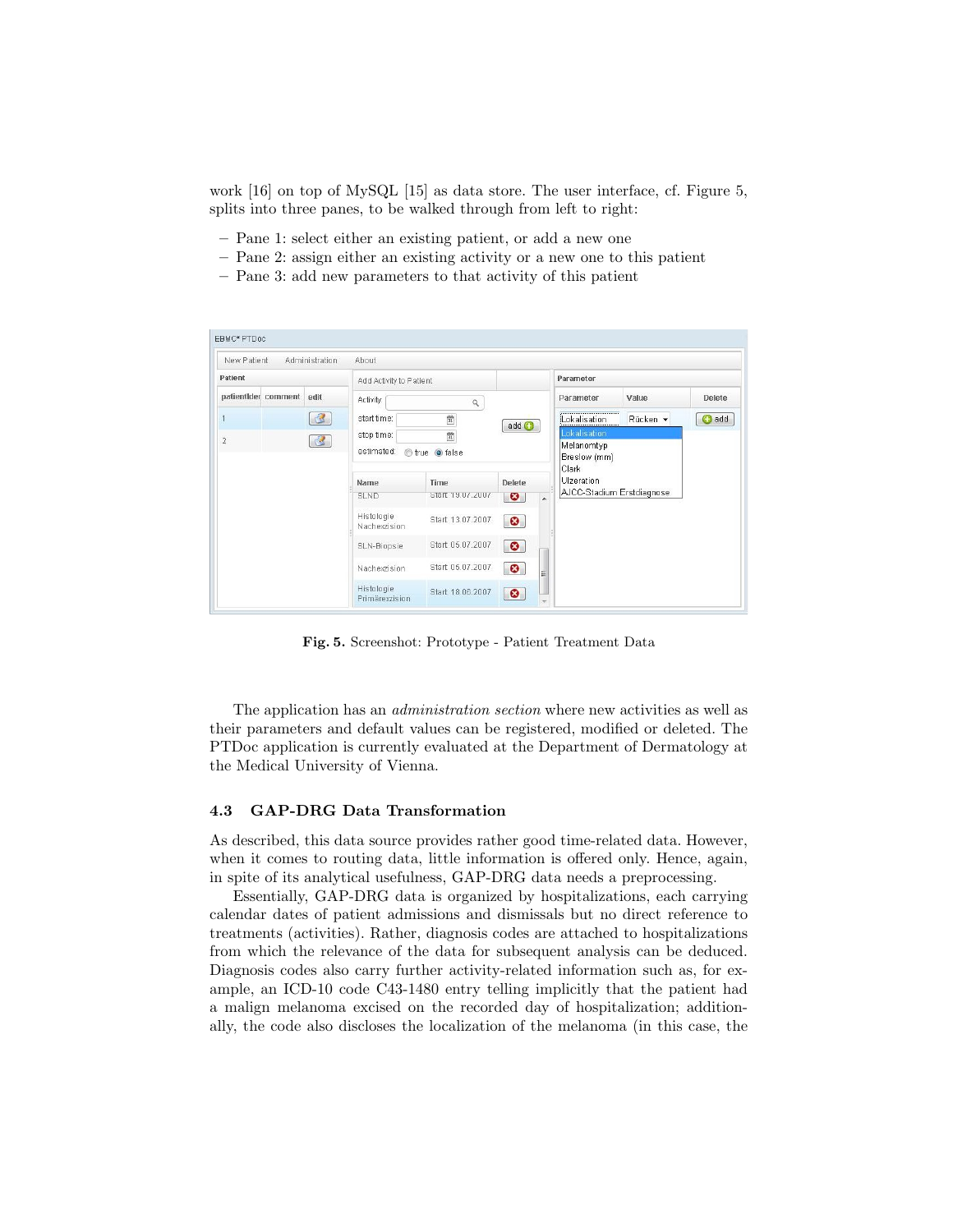work [16] on top of MySQL [15] as data store. The user interface, cf. Figure 5, splits into three panes, to be walked through from left to right:

- Pane 1: select either an existing patient, or add a new one
- Pane 2: assign either an existing activity or a new one to this patient
- Pane 3: add new parameters to that activity of this patient

**Fig. 5.** Screenshot: Prototype - Patient Treatment Data

The application has an *administration section* where new activities as well as their parameters and default values can be registered, modified or deleted. The PTDoc application is currently evaluated at the Department of Dermatology at the Medical University of Vienna.

### 4.3 GAP-DRG Data Transformation

As described, this data source provides rather good time-related data. However, when it comes to routing data, little information is offered only. Hence, again, in spite of its analytical usefulness, GAP-DRG data needs a preprocessing.

Essentially, GAP-DRG data is organized by hospitalizations, each carrying calendar dates of patient admissions and dismissals but no direct reference to treatments (activities). Rather, diagnosis codes are attached to hospitalizations from which the relevance of the data for subsequent analysis can be deduced. Diagnosis codes also carry further activity-related information such as, for example, an ICD-10 code C43-1480 entry telling implicitly that the patient had a malign melanoma excised on the recorded day of hospitalization; additionally, the code also discloses the localization of the melanoma (in this case, the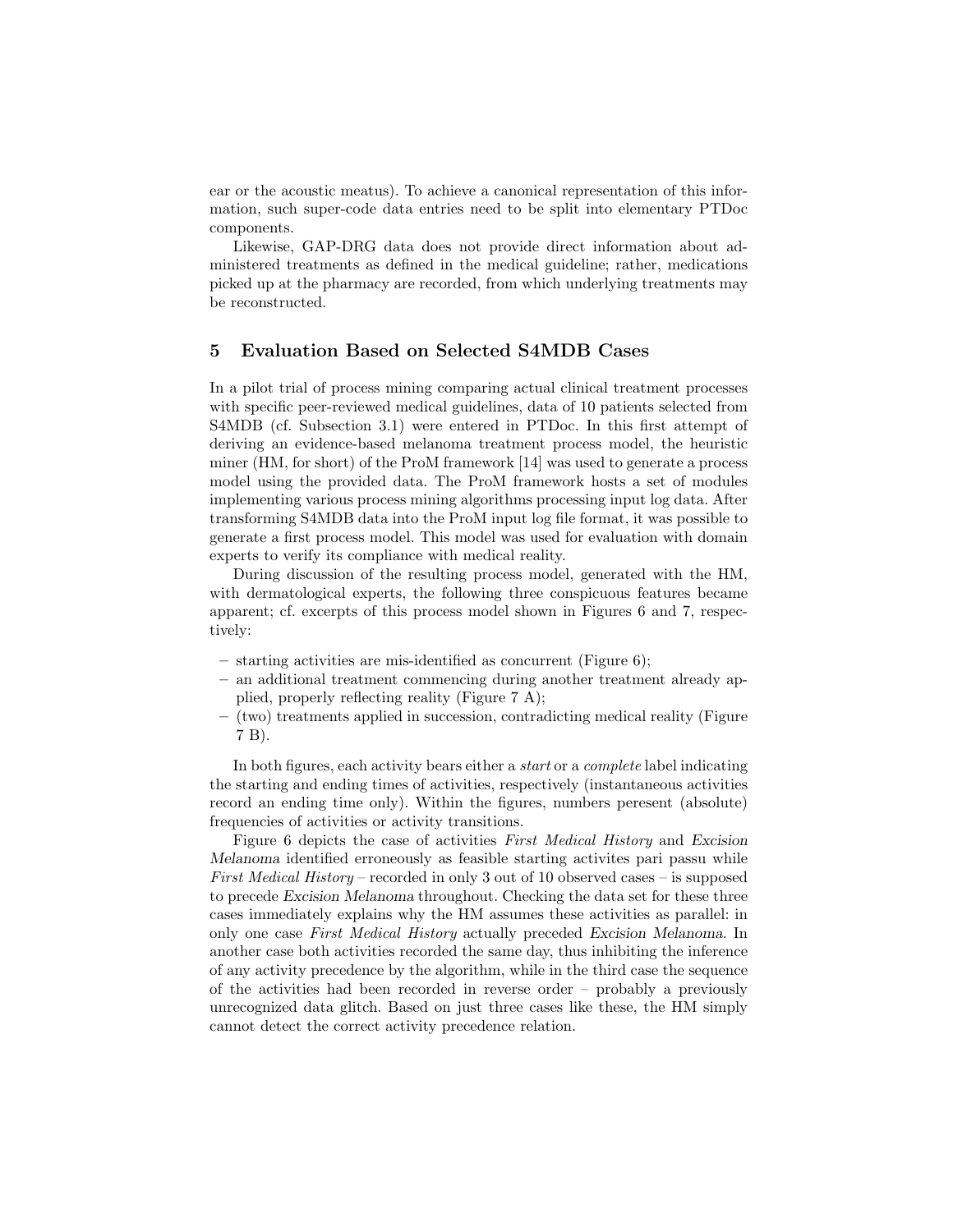ear or the acoustic meatus). To achieve a canonical representation of this information, such super-code data entries need to be split into elementary PTDoc components.

Likewise, GAP-DRG data does not provide direct information about administered treatments as defined in the medical guideline; rather, medications picked up at the pharmacy are recorded, from which underlying treatments may be reconstructed.

## 5 Evaluation Based on Selected S4MDB Cases

In a pilot trial of process mining comparing actual clinical treatment processes with specific peer-reviewed medical guidelines, data of 10 patients selected from S4MDB (cf. Subsection 3.1) were entered in PTDoc. In this first attempt of deriving an evidence-based melanoma treatment process model, the heuristic miner (HM, for short) of the ProM framework [14] was used to generate a process model using the provided data. The ProM framework hosts a set of modules implementing various process mining algorithms processing input log data. After transforming S4MDB data into the ProM input log file format, it was possible to generate a first process model. This model was used for evaluation with domain experts to verify its compliance with medical reality.

During discussion of the resulting process model, generated with the HM, with dermatological experts, the following three conspicuous features became apparent; cf. excerpts of this process model shown in Figures 6 and 7, respectively:

- starting activities are mis-identified as concurrent (Figure 6);
- an additional treatment commencing during another treatment already applied, properly reflecting reality (Figure 7 A);
- (two) treatments applied in succession, contradicting medical reality (Figure 7 B).

In both figures, each activity bears either a *start* or a *complete* label indicating the starting and ending times of activities, respectively (instantaneous activities record an ending time only). Within the figures, numbers peresent (absolute) frequencies of activities or activity transitions.

Figure 6 depicts the case of activities *First Medical History* and *Excision Melanoma* identified erroneously as feasible starting activites pari passu while *First Medical History* – recorded in only 3 out of 10 observed cases – is supposed to precede *Excision Melanoma* throughout. Checking the data set for these three cases immediately explains why the HM assumes these activities as parallel: in only one case *First Medical History* actually preceded *Excision Melanoma*. In another case both activities recorded the same day, thus inhibiting the inference of any activity precedence by the algorithm, while in the third case the sequence of the activities had been recorded in reverse order – probably a previously unrecognized data glitch. Based on just three cases like these, the HM simply cannot detect the correct activity precedence relation.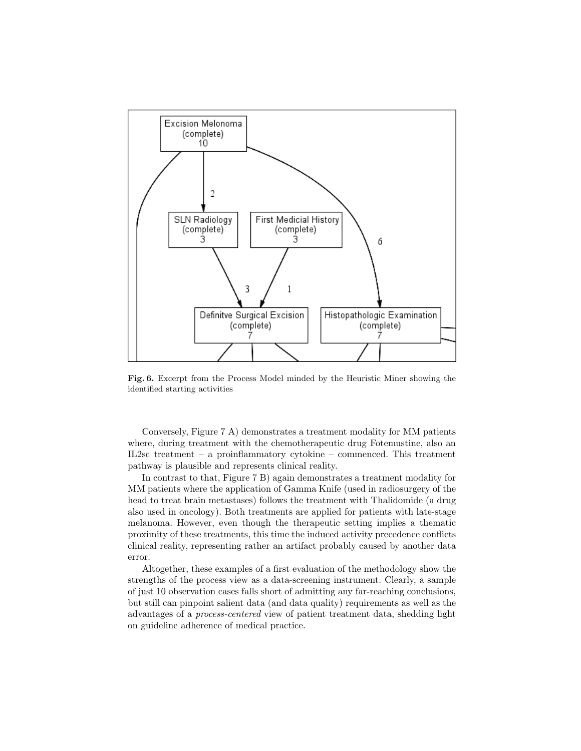**Fig. 6.** Excerpt from the Process Model minded by the Heuristic Miner showing the identified starting activities

Conversely, Figure 7 A) demonstrates a treatment modality for MM patients where, during treatment with the chemotherapeutic drug Fotemustine, also an IL2sc treatment – a proinflammatory cytokine – commenced. This treatment pathway is plausible and represents clinical reality.

In contrast to that, Figure 7 B) again demonstrates a treatment modality for MM patients where the application of Gamma Knife (used in radiosurgery of the head to treat brain metastases) follows the treatment with Thalidomide (a drug also used in oncology). Both treatments are applied for patients with late-stage melanoma. However, even though the therapeutic setting implies a thematic proximity of these treatments, this time the induced activity precedence conflicts clinical reality, representing rather an artifact probably caused by another data error.

Altogether, these examples of a first evaluation of the methodology show the strengths of the process view as a data-screening instrument. Clearly, a sample of just 10 observation cases falls short of admitting any far-reaching conclusions, but still can pinpoint salient data (and data quality) requirements as well as the advantages of a *process-centered* view of patient treatment data, shedding light on guideline adherence of medical practice.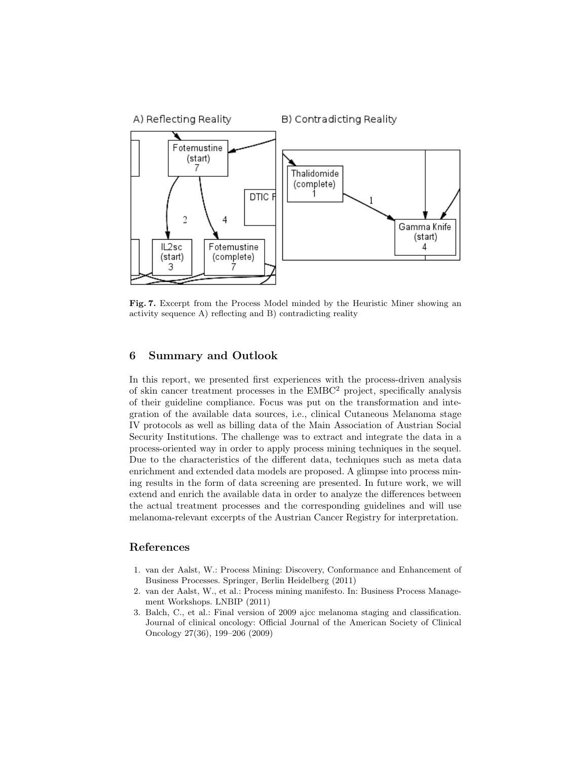**Fig. 7.** Excerpt from the Process Model minded by the Heuristic Miner showing an activity sequence A) reflecting and B) contradicting reality

## 6 Summary and Outlook

In this report, we presented first experiences with the process-driven analysis of skin cancer treatment processes in the EMBC[2] project, specifically analysis of their guideline compliance. Focus was put on the transformation and integration of the available data sources, i.e., clinical Cutaneous Melanoma stage IV protocols as well as billing data of the Main Association of Austrian Social Security Institutions. The challenge was to extract and integrate the data in a process-oriented way in order to apply process mining techniques in the sequel. Due to the characteristics of the different data, techniques such as meta data enrichment and extended data models are proposed. A glimpse into process mining results in the form of data screening are presented. In future work, we will extend and enrich the available data in order to analyze the differences between the actual treatment processes and the corresponding guidelines and will use melanoma-relevant excerpts of the Austrian Cancer Registry for interpretation.

## References

1. van der Aalst, W.: Process Mining: Discovery, Conformance and Enhancement of Business Processes. Springer, Berlin Heidelberg (2011)
2. van der Aalst, W., et al.: Process mining manifesto. In: Business Process Management Workshops. LNBIP (2011)
3. Balch, C., et al.: Final version of 2009 ajcc melanoma staging and classification. Journal of clinical oncology: Official Journal of the American Society of Clinical Oncology 27(36), 199–206 (2009)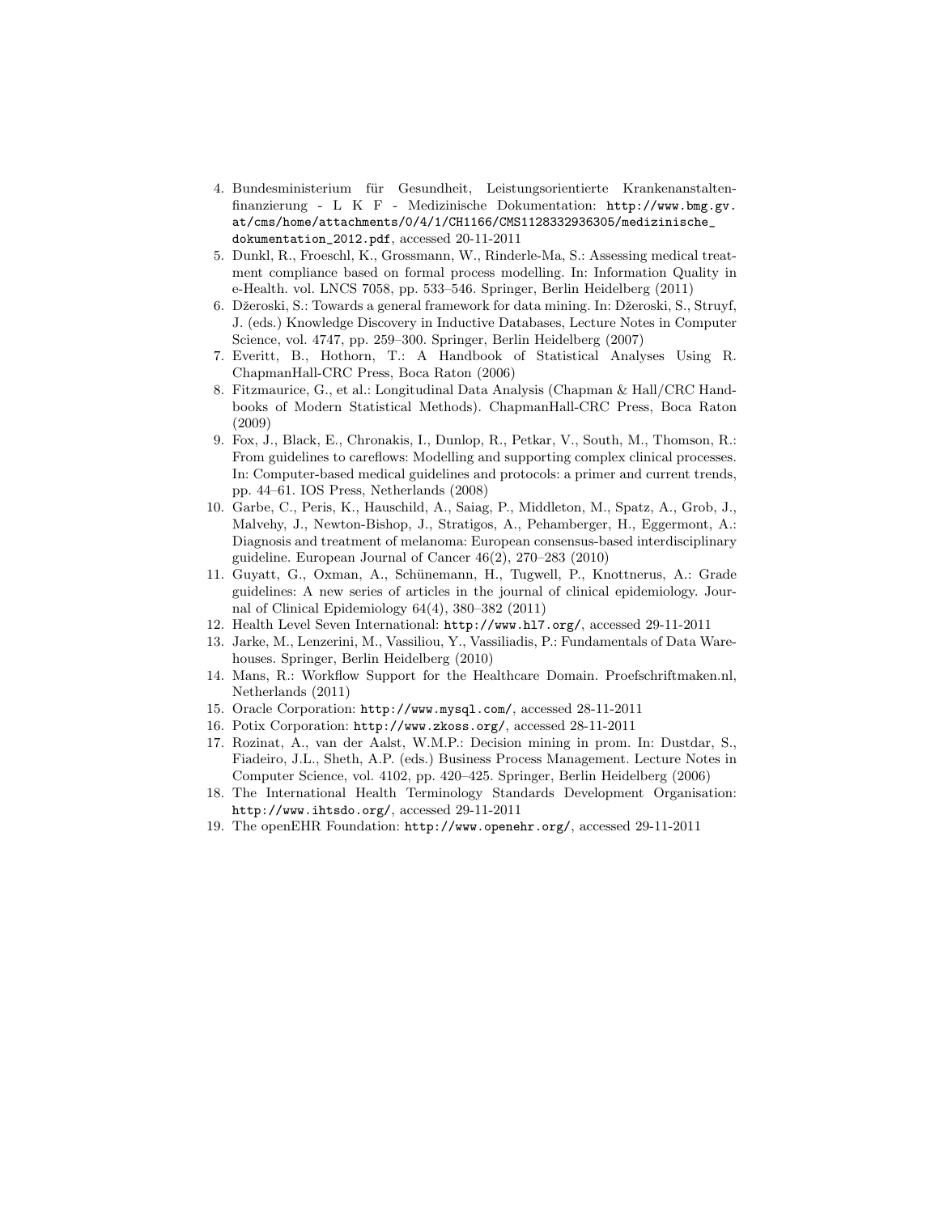4. Bundesministerium für Gesundheit, Leistungsorientierte Krankenanstaltenfinanzierung - L K F - Medizinische Dokumentation: http://www.bmg.gv.at/cms/home/attachments/0/4/1/CH1166/CMS1128332936305/medizinische_dokumentation_2012.pdf, accessed 20-11-2011
5. Dunkl, R., Froeschl, K., Grossmann, W., Rinderle-Ma, S.: Assessing medical treatment compliance based on formal process modelling. In: Information Quality in e-Health. vol. LNCS 7058, pp. 533–546. Springer, Berlin Heidelberg (2011)
6. Džeroski, S.: Towards a general framework for data mining. In: Džeroski, S., Struyf, J. (eds.) Knowledge Discovery in Inductive Databases, Lecture Notes in Computer Science, vol. 4747, pp. 259–300. Springer, Berlin Heidelberg (2007)
7. Everitt, B., Hothorn, T.: A Handbook of Statistical Analyses Using R. ChapmanHall-CRC Press, Boca Raton (2006)
8. Fitzmaurice, G., et al.: Longitudinal Data Analysis (Chapman & Hall/CRC Handbooks of Modern Statistical Methods). ChapmanHall-CRC Press, Boca Raton (2009)
9. Fox, J., Black, E., Chronakis, I., Dunlop, R., Petkar, V., South, M., Thomson, R.: From guidelines to careflows: Modelling and supporting complex clinical processes. In: Computer-based medical guidelines and protocols: a primer and current trends, pp. 44–61. IOS Press, Netherlands (2008)
10. Garbe, C., Peris, K., Hauschild, A., Saiag, P., Middleton, M., Spatz, A., Grob, J., Malvehy, J., Newton-Bishop, J., Stratigos, A., Pehamberger, H., Eggermont, A.: Diagnosis and treatment of melanoma: European consensus-based interdisciplinary guideline. European Journal of Cancer 46(2), 270–283 (2010)
11. Guyatt, G., Oxman, A., Schünemann, H., Tugwell, P., Knottnerus, A.: Grade guidelines: A new series of articles in the journal of clinical epidemiology. Journal of Clinical Epidemiology 64(4), 380–382 (2011)
12. Health Level Seven International: http://www.hl7.org/, accessed 29-11-2011
13. Jarke, M., Lenzerini, M., Vassiliou, Y., Vassiliadis, P.: Fundamentals of Data Warehouses. Springer, Berlin Heidelberg (2010)
14. Mans, R.: Workflow Support for the Healthcare Domain. Proefschriftmaken.nl, Netherlands (2011)
15. Oracle Corporation: http://www.mysql.com/, accessed 28-11-2011
16. Potix Corporation: http://www.zkoss.org/, accessed 28-11-2011
17. Rozinat, A., van der Aalst, W.M.P.: Decision mining in prom. In: Dustdar, S., Fiadeiro, J.L., Sheth, A.P. (eds.) Business Process Management. Lecture Notes in Computer Science, vol. 4102, pp. 420–425. Springer, Berlin Heidelberg (2006)
18. The International Health Terminology Standards Development Organisation: http://www.ihtsdo.org/, accessed 29-11-2011
19. The openEHR Foundation: http://www.openehr.org/, accessed 29-11-2011